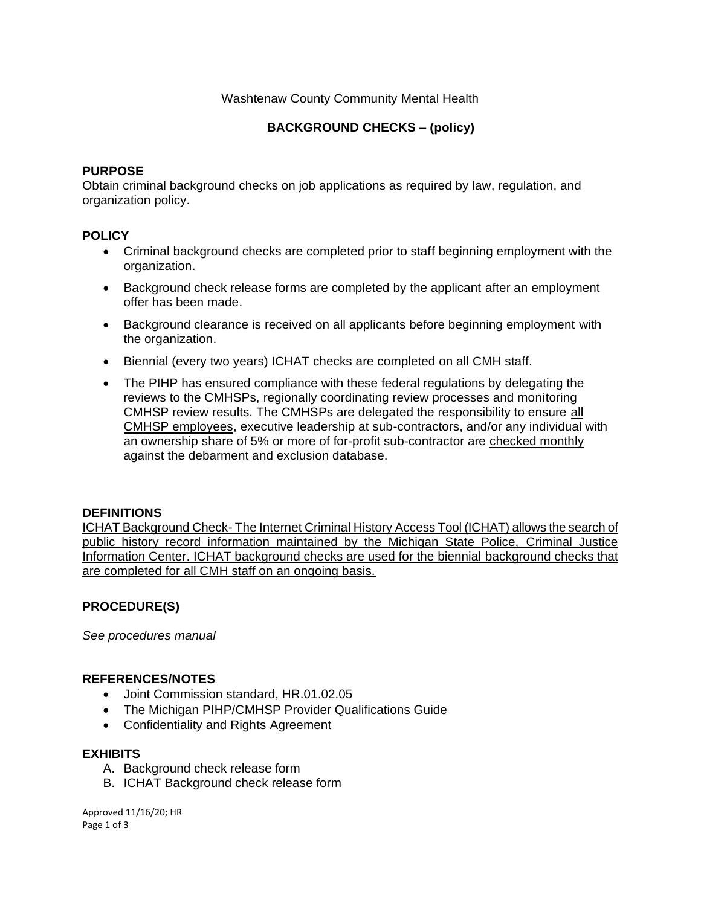Washtenaw County Community Mental Health

# BACKGROUND CHECKS – (policy)

## PURPOSE

Obtain criminal background checks on job applications as required by law, regulation, and organization policy.

## POLICY

- Criminal background checks are completed prior to staff beginning employment with the organization.
- Background check release forms are completed by the applicant after an employment offer has been made.
- Background clearance is received on all applicants before beginning employment with the organization.
- Biennial (every two years) ICHAT checks are completed on all CMH staff.
- The PIHP has ensured compliance with these federal regulations by delegating the reviews to the CMHSPs, regionally coordinating review processes and monitoring CMHSP review results. The CMHSPs are delegated the responsibility to ensure <u>all CMHSP employees</u>, executive leadership at sub-contractors, and/or any individual with an ownership share of 5% or more of for-profit sub-contractor are <u>checked monthly</u> against the debarment and exclusion database.

## DEFINITIONS

<u>ICHAT Background Check- The Internet Criminal History Access Tool (ICHAT) allows the search of public history record information maintained by the Michigan State Police, Criminal Justice Information Center. ICHAT background checks are used for the biennial background checks that are completed for all CMH staff on an ongoing basis.</u>

## PROCEDURE(S)

*See procedures manual*

## REFERENCES/NOTES

- Joint Commission standard, HR.01.02.05
- The Michigan PIHP/CMHSP Provider Qualifications Guide
- Confidentiality and Rights Agreement

## EXHIBITS

A. Background check release form
B. ICHAT Background check release form

Approved 11/16/20; HR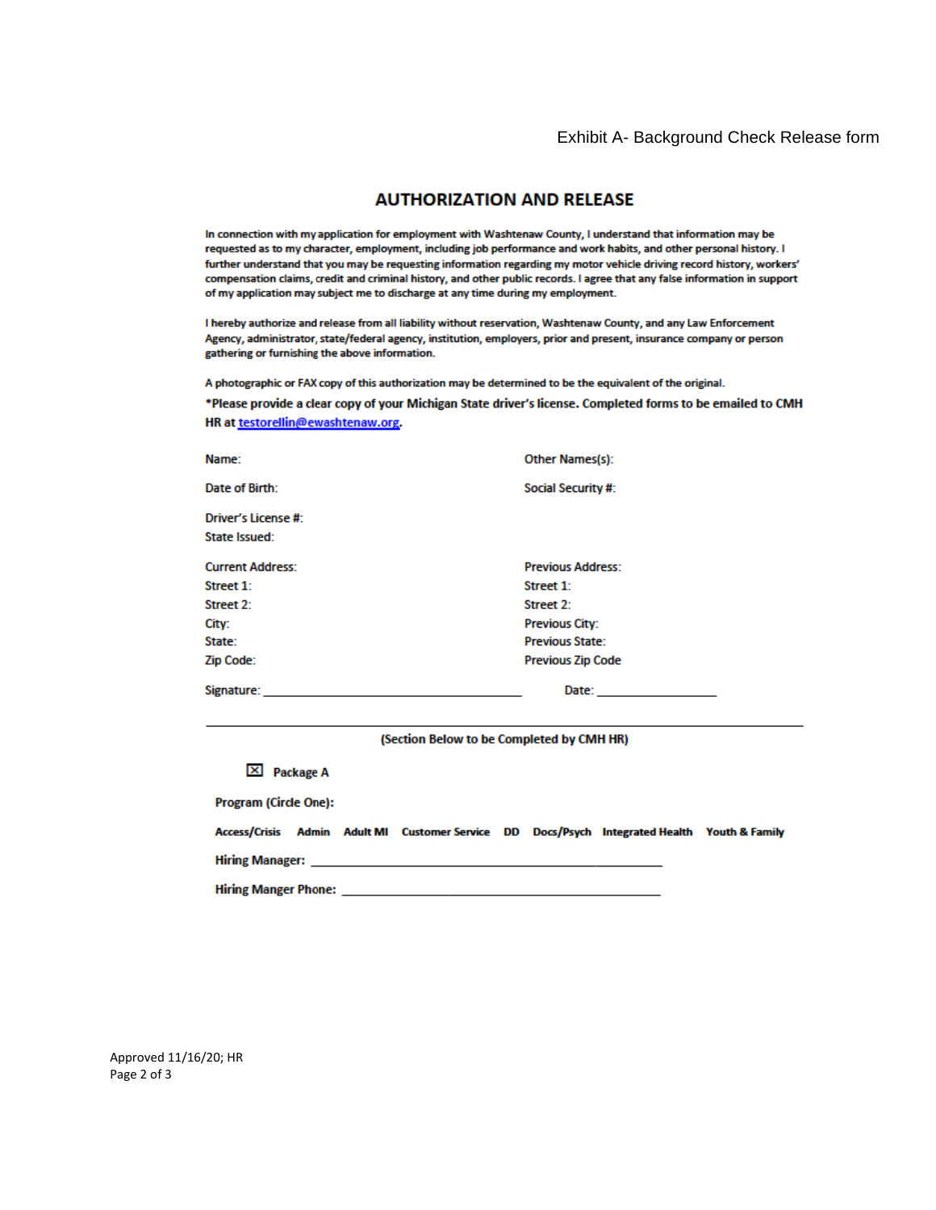Exhibit A- Background Check Release form

# AUTHORIZATION AND RELEASE

In connection with my application for employment with Washtenaw County, I understand that information may be requested as to my character, employment, including job performance and work habits, and other personal history. I further understand that you may be requesting information regarding my motor vehicle driving record history, workers' compensation claims, credit and criminal history, and other public records. I agree that any false information in support of my application may subject me to discharge at any time during my employment.

I hereby authorize and release from all liability without reservation, Washtenaw County, and any Law Enforcement Agency, administrator, state/federal agency, institution, employers, prior and present, insurance company or person gathering or furnishing the above information.

A photographic or FAX copy of this authorization may be determined to be the equivalent of the original.

**\*Please provide a clear copy of your Michigan State driver's license. Completed forms to be emailed to CMH HR at testorellin@ewashtenaw.org.**

Name:

Other Names(s):

Date of Birth:

Social Security #:

Driver's License #:

State Issued:

Current Address:

Street 1:

Street 2:

City:

State:

Zip Code:

Previous Address:

Street 1:

Street 2:

Previous City:

Previous State:

Previous Zip Code

Signature: ______________________________ Date: ________________

---

**(Section Below to be Completed by CMH HR)**

☒ **Package A**

**Program (Circle One):**

**Access/Crisis   Admin   Adult MI   Customer Service   DD   Docs/Psych   Integrated Health   Youth & Family**

**Hiring Manager:** ______________________________

**Hiring Manger Phone:** ______________________________

Approved 11/16/20; HR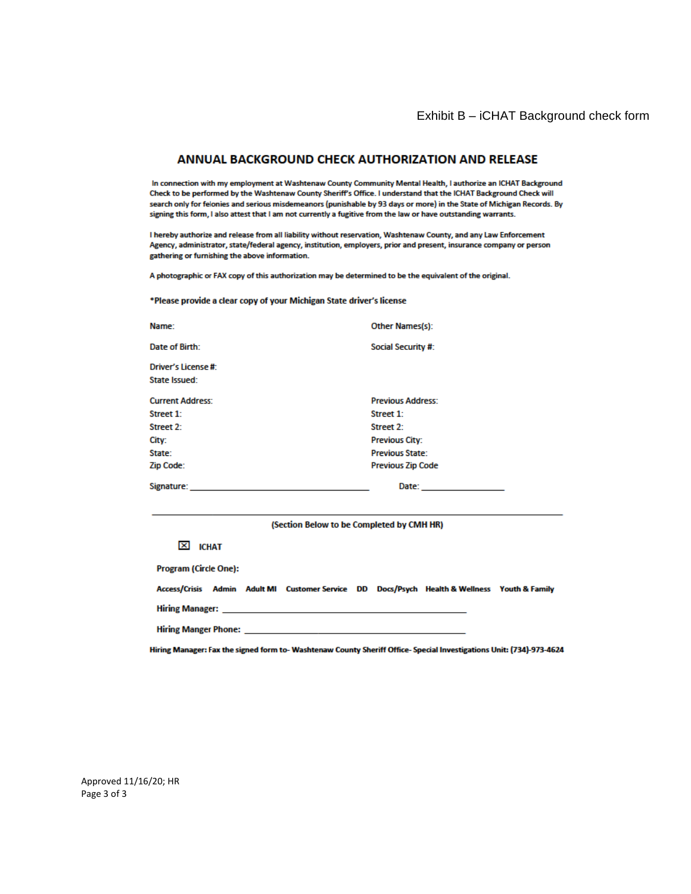Exhibit B – iCHAT Background check form

## ANNUAL BACKGROUND CHECK AUTHORIZATION AND RELEASE

In connection with my employment at Washtenaw County Community Mental Health, I authorize an ICHAT Background Check to be performed by the Washtenaw County Sheriff's Office. I understand that the ICHAT Background Check will search only for felonies and serious misdemeanors (punishable by 93 days or more) in the State of Michigan Records. By signing this form, I also attest that I am not currently a fugitive from the law or have outstanding warrants.

I hereby authorize and release from all liability without reservation, Washtenaw County, and any Law Enforcement Agency, administrator, state/federal agency, institution, employers, prior and present, insurance company or person gathering or furnishing the above information.

A photographic or FAX copy of this authorization may be determined to be the equivalent of the original.

**\*Please provide a clear copy of your Michigan State driver's license**

Name:

Other Names(s):

Date of Birth:

Social Security #:

Driver's License #:
State Issued:

Current Address:
Street 1:
Street 2:
City:
State:
Zip Code:

Previous Address:
Street 1:
Street 2:
Previous City:
Previous State:
Previous Zip Code

Signature: ______________________________ Date: ________________

---

**(Section Below to be Completed by CMH HR)**

☒ **ICHAT**

**Program (Circle One):**

**Access/Crisis Admin Adult MI Customer Service DD Docs/Psych Health & Wellness Youth & Family**

**Hiring Manager:** ______________________________

**Hiring Manger Phone:** ______________________________

**Hiring Manager: Fax the signed form to- Washtenaw County Sheriff Office- Special Investigations Unit: (734)-973-4624**

Approved 11/16/20; HR